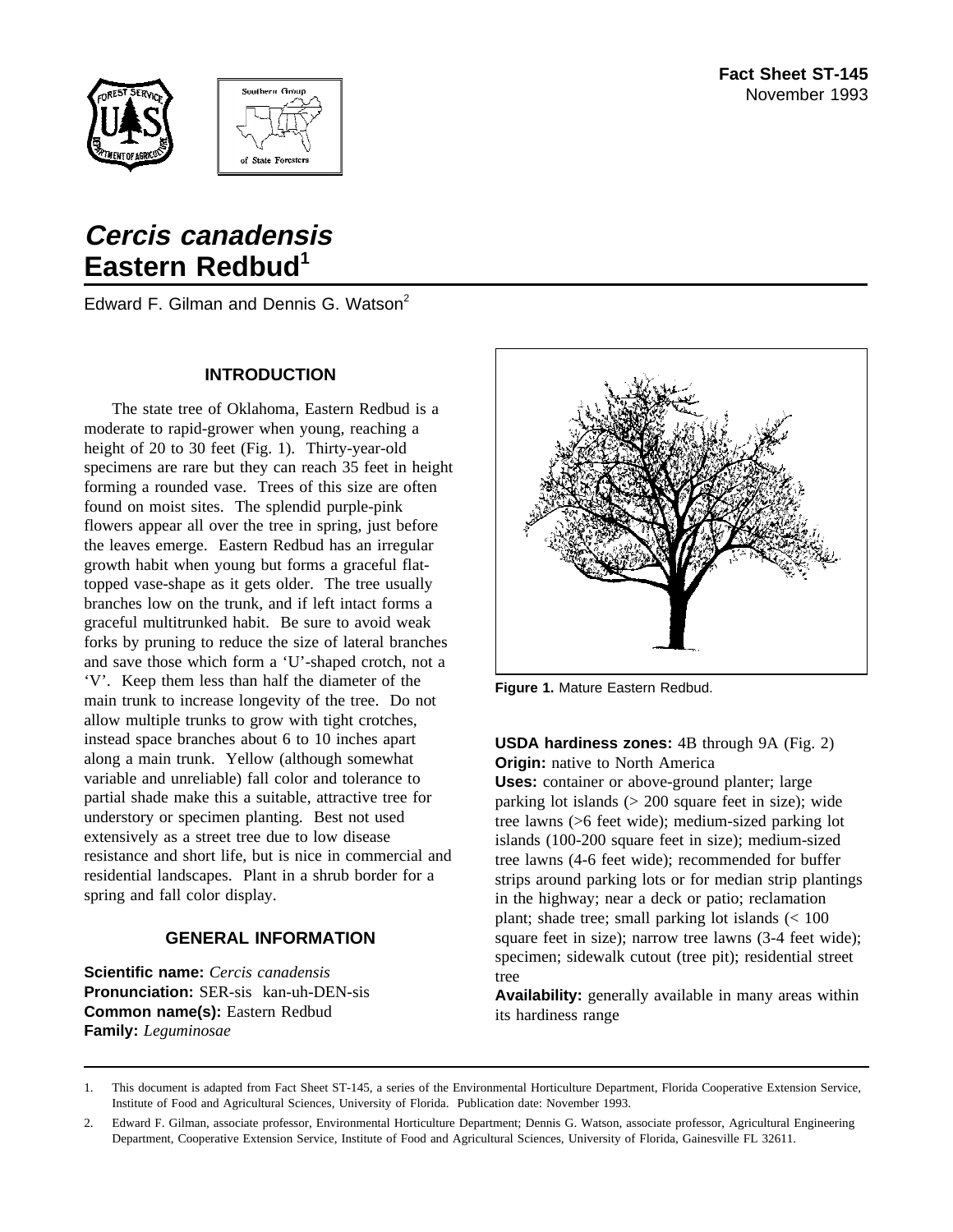Fact Sheet ST-145
November 1993

# *Cercis canadensis*
# Eastern Redbud[1]

Edward F. Gilman and Dennis G. Watson[2]

## INTRODUCTION

The state tree of Oklahoma, Eastern Redbud is a moderate to rapid-grower when young, reaching a height of 20 to 30 feet (Fig. 1). Thirty-year-old specimens are rare but they can reach 35 feet in height forming a rounded vase. Trees of this size are often found on moist sites. The splendid purple-pink flowers appear all over the tree in spring, just before the leaves emerge. Eastern Redbud has an irregular growth habit when young but forms a graceful flat-topped vase-shape as it gets older. The tree usually branches low on the trunk, and if left intact forms a graceful multitrunked habit. Be sure to avoid weak forks by pruning to reduce the size of lateral branches and save those which form a 'U'-shaped crotch, not a 'V'. Keep them less than half the diameter of the main trunk to increase longevity of the tree. Do not allow multiple trunks to grow with tight crotches, instead space branches about 6 to 10 inches apart along a main trunk. Yellow (although somewhat variable and unreliable) fall color and tolerance to partial shade make this a suitable, attractive tree for understory or specimen planting. Best not used extensively as a street tree due to low disease resistance and short life, but is nice in commercial and residential landscapes. Plant in a shrub border for a spring and fall color display.

## GENERAL INFORMATION

**Scientific name:** *Cercis canadensis*
**Pronunciation:** SER-sis kan-uh-DEN-sis
**Common name(s):** Eastern Redbud
**Family:** *Leguminosae*

**Figure 1.** Mature Eastern Redbud.

**USDA hardiness zones:** 4B through 9A (Fig. 2)
**Origin:** native to North America
**Uses:** container or above-ground planter; large parking lot islands (> 200 square feet in size); wide tree lawns (>6 feet wide); medium-sized parking lot islands (100-200 square feet in size); medium-sized tree lawns (4-6 feet wide); recommended for buffer strips around parking lots or for median strip plantings in the highway; near a deck or patio; reclamation plant; shade tree; small parking lot islands (< 100 square feet in size); narrow tree lawns (3-4 feet wide); specimen; sidewalk cutout (tree pit); residential street tree
**Availability:** generally available in many areas within its hardiness range

---

1. This document is adapted from Fact Sheet ST-145, a series of the Environmental Horticulture Department, Florida Cooperative Extension Service, Institute of Food and Agricultural Sciences, University of Florida. Publication date: November 1993.

2. Edward F. Gilman, associate professor, Environmental Horticulture Department; Dennis G. Watson, associate professor, Agricultural Engineering Department, Cooperative Extension Service, Institute of Food and Agricultural Sciences, University of Florida, Gainesville FL 32611.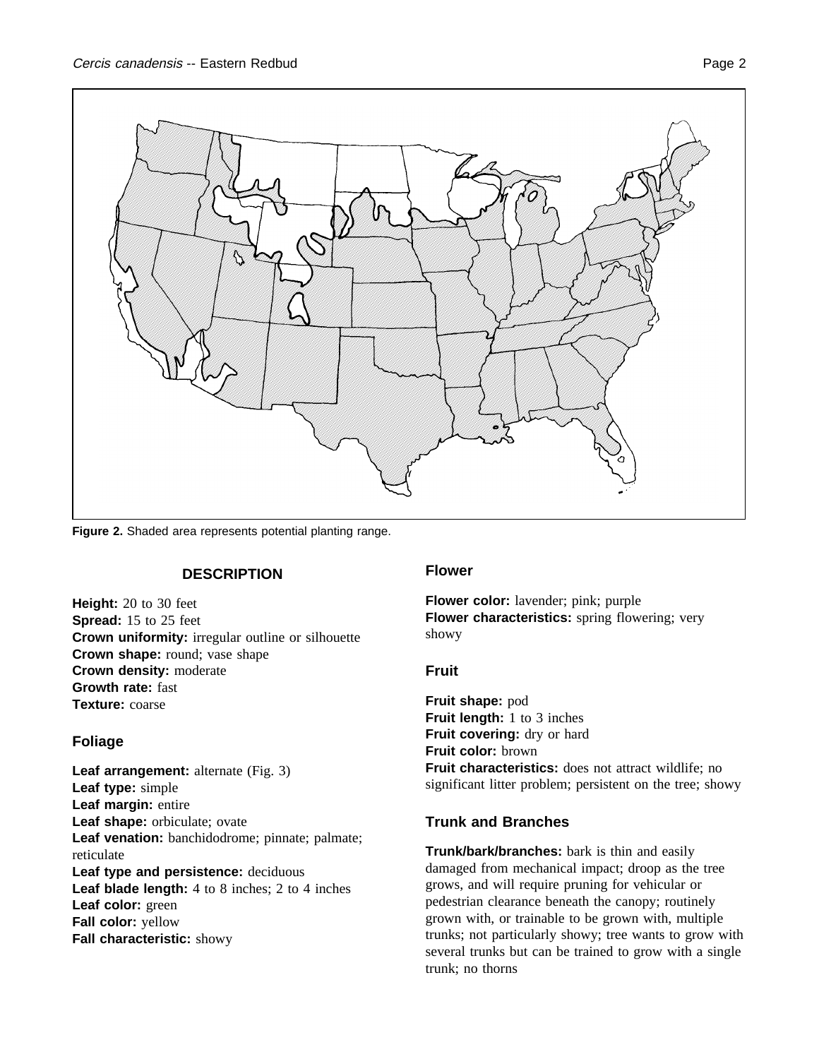**Figure 2.** Shaded area represents potential planting range.

## DESCRIPTION

**Height:** 20 to 30 feet
**Spread:** 15 to 25 feet
**Crown uniformity:** irregular outline or silhouette
**Crown shape:** round; vase shape
**Crown density:** moderate
**Growth rate:** fast
**Texture:** coarse

### Foliage

**Leaf arrangement:** alternate (Fig. 3)
**Leaf type:** simple
**Leaf margin:** entire
**Leaf shape:** orbiculate; ovate
**Leaf venation:** banchidodrome; pinnate; palmate; reticulate
**Leaf type and persistence:** deciduous
**Leaf blade length:** 4 to 8 inches; 2 to 4 inches
**Leaf color:** green
**Fall color:** yellow
**Fall characteristic:** showy

### Flower

**Flower color:** lavender; pink; purple
**Flower characteristics:** spring flowering; very showy

### Fruit

**Fruit shape:** pod
**Fruit length:** 1 to 3 inches
**Fruit covering:** dry or hard
**Fruit color:** brown
**Fruit characteristics:** does not attract wildlife; no significant litter problem; persistent on the tree; showy

### Trunk and Branches

**Trunk/bark/branches:** bark is thin and easily damaged from mechanical impact; droop as the tree grows, and will require pruning for vehicular or pedestrian clearance beneath the canopy; routinely grown with, or trainable to be grown with, multiple trunks; not particularly showy; tree wants to grow with several trunks but can be trained to grow with a single trunk; no thorns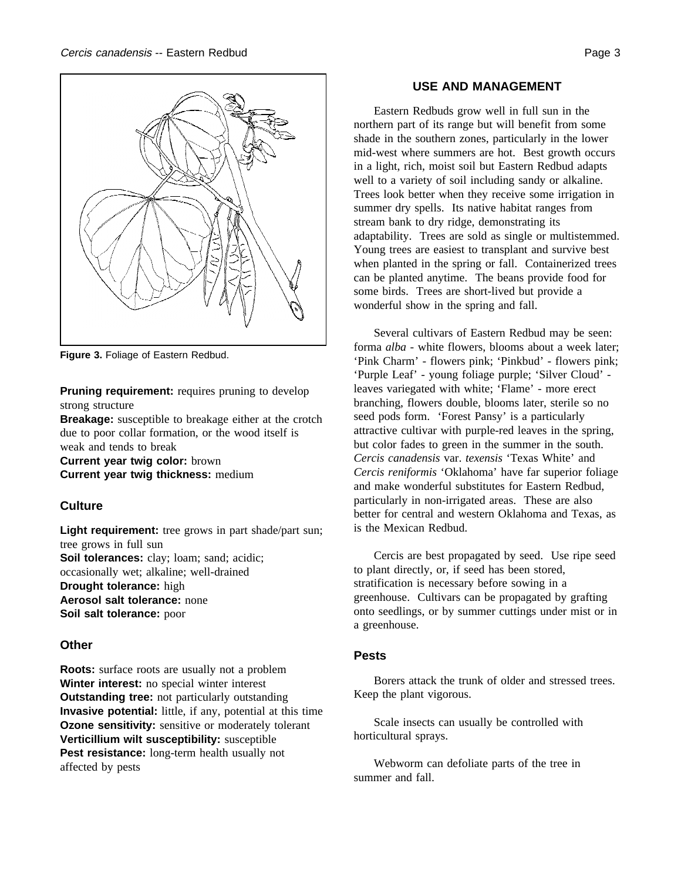Figure 3. Foliage of Eastern Redbud.

**Pruning requirement:** requires pruning to develop strong structure
**Breakage:** susceptible to breakage either at the crotch due to poor collar formation, or the wood itself is weak and tends to break
**Current year twig color:** brown
**Current year twig thickness:** medium

### Culture

**Light requirement:** tree grows in part shade/part sun; tree grows in full sun
**Soil tolerances:** clay; loam; sand; acidic; occasionally wet; alkaline; well-drained
**Drought tolerance:** high
**Aerosol salt tolerance:** none
**Soil salt tolerance:** poor

### Other

**Roots:** surface roots are usually not a problem
**Winter interest:** no special winter interest
**Outstanding tree:** not particularly outstanding
**Invasive potential:** little, if any, potential at this time
**Ozone sensitivity:** sensitive or moderately tolerant
**Verticillium wilt susceptibility:** susceptible
**Pest resistance:** long-term health usually not affected by pests

## USE AND MANAGEMENT

Eastern Redbuds grow well in full sun in the northern part of its range but will benefit from some shade in the southern zones, particularly in the lower mid-west where summers are hot. Best growth occurs in a light, rich, moist soil but Eastern Redbud adapts well to a variety of soil including sandy or alkaline. Trees look better when they receive some irrigation in summer dry spells. Its native habitat ranges from stream bank to dry ridge, demonstrating its adaptability. Trees are sold as single or multistemmed. Young trees are easiest to transplant and survive best when planted in the spring or fall. Containerized trees can be planted anytime. The beans provide food for some birds. Trees are short-lived but provide a wonderful show in the spring and fall.

Several cultivars of Eastern Redbud may be seen: forma *alba* - white flowers, blooms about a week later; 'Pink Charm' - flowers pink; 'Pinkbud' - flowers pink; 'Purple Leaf' - young foliage purple; 'Silver Cloud' - leaves variegated with white; 'Flame' - more erect branching, flowers double, blooms later, sterile so no seed pods form. 'Forest Pansy' is a particularly attractive cultivar with purple-red leaves in the spring, but color fades to green in the summer in the south. *Cercis canadensis* var. *texensis* 'Texas White' and *Cercis reniformis* 'Oklahoma' have far superior foliage and make wonderful substitutes for Eastern Redbud, particularly in non-irrigated areas. These are also better for central and western Oklahoma and Texas, as is the Mexican Redbud.

Cercis are best propagated by seed. Use ripe seed to plant directly, or, if seed has been stored, stratification is necessary before sowing in a greenhouse. Cultivars can be propagated by grafting onto seedlings, or by summer cuttings under mist or in a greenhouse.

### Pests

Borers attack the trunk of older and stressed trees. Keep the plant vigorous.

Scale insects can usually be controlled with horticultural sprays.

Webworm can defoliate parts of the tree in summer and fall.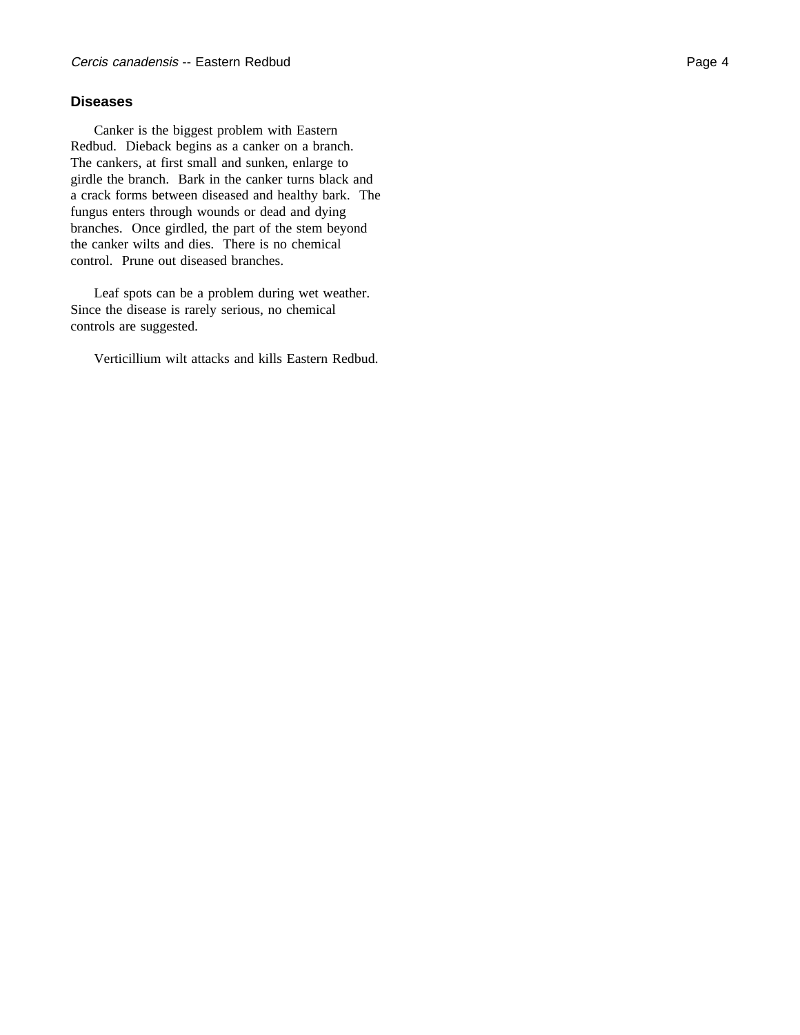## Diseases

Canker is the biggest problem with Eastern Redbud. Dieback begins as a canker on a branch. The cankers, at first small and sunken, enlarge to girdle the branch. Bark in the canker turns black and a crack forms between diseased and healthy bark. The fungus enters through wounds or dead and dying branches. Once girdled, the part of the stem beyond the canker wilts and dies. There is no chemical control. Prune out diseased branches.

Leaf spots can be a problem during wet weather. Since the disease is rarely serious, no chemical controls are suggested.

Verticillium wilt attacks and kills Eastern Redbud.